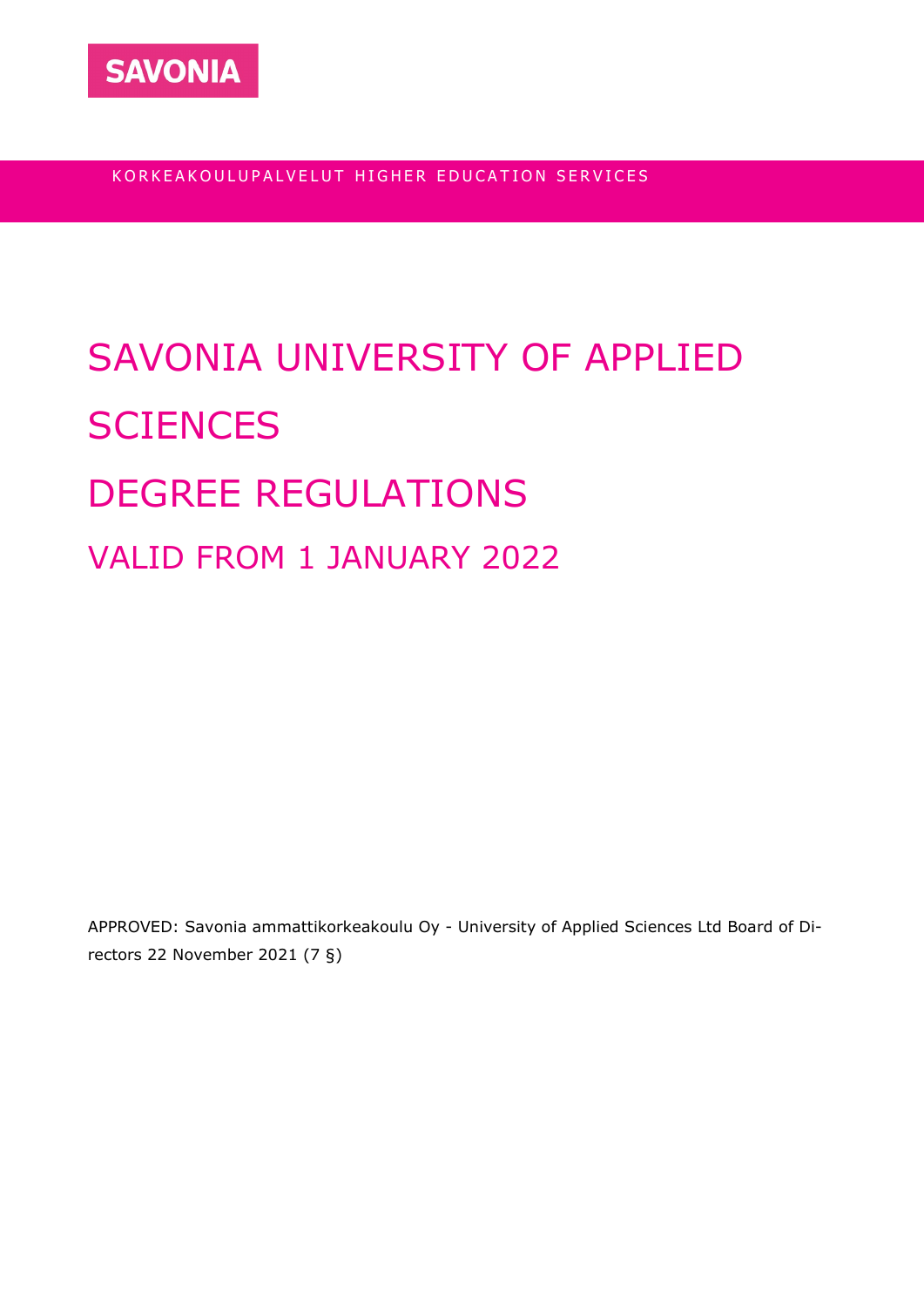SAVONIA

KORKEAKOULUPALVELUT HIGHER EDUCATION SERVICES

# SAVONIA UNIVERSITY OF APPLIED SCIENCES

# DEGREE REGULATIONS

## VALID FROM 1 JANUARY 2022

APPROVED: Savonia ammattikorkeakoulu Oy - University of Applied Sciences Ltd Board of Directors 22 November 2021 (7 §)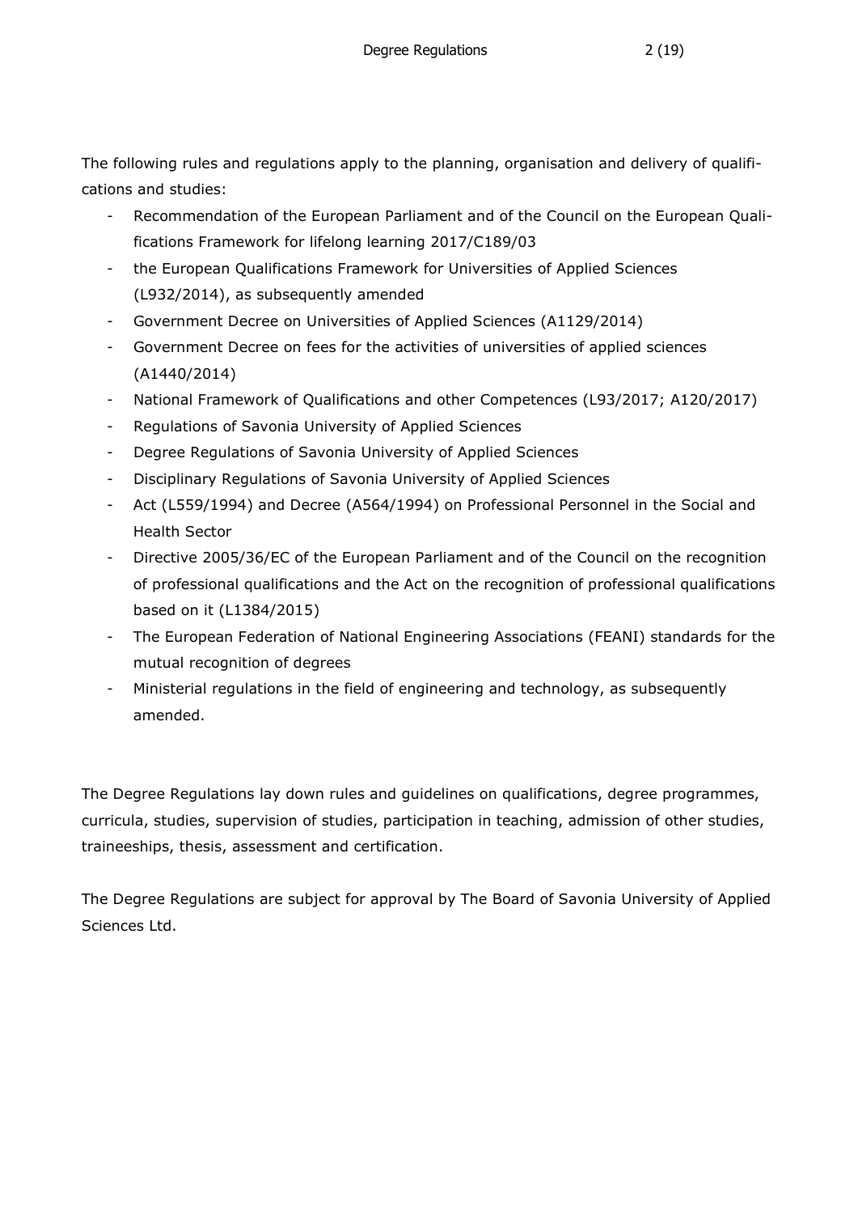The following rules and regulations apply to the planning, organisation and delivery of qualifications and studies:

- Recommendation of the European Parliament and of the Council on the European Qualifications Framework for lifelong learning 2017/C189/03
- the European Qualifications Framework for Universities of Applied Sciences (L932/2014), as subsequently amended
- Government Decree on Universities of Applied Sciences (A1129/2014)
- Government Decree on fees for the activities of universities of applied sciences (A1440/2014)
- National Framework of Qualifications and other Competences (L93/2017; A120/2017)
- Regulations of Savonia University of Applied Sciences
- Degree Regulations of Savonia University of Applied Sciences
- Disciplinary Regulations of Savonia University of Applied Sciences
- Act (L559/1994) and Decree (A564/1994) on Professional Personnel in the Social and Health Sector
- Directive 2005/36/EC of the European Parliament and of the Council on the recognition of professional qualifications and the Act on the recognition of professional qualifications based on it (L1384/2015)
- The European Federation of National Engineering Associations (FEANI) standards for the mutual recognition of degrees
- Ministerial regulations in the field of engineering and technology, as subsequently amended.

The Degree Regulations lay down rules and guidelines on qualifications, degree programmes, curricula, studies, supervision of studies, participation in teaching, admission of other studies, traineeships, thesis, assessment and certification.

The Degree Regulations are subject for approval by The Board of Savonia University of Applied Sciences Ltd.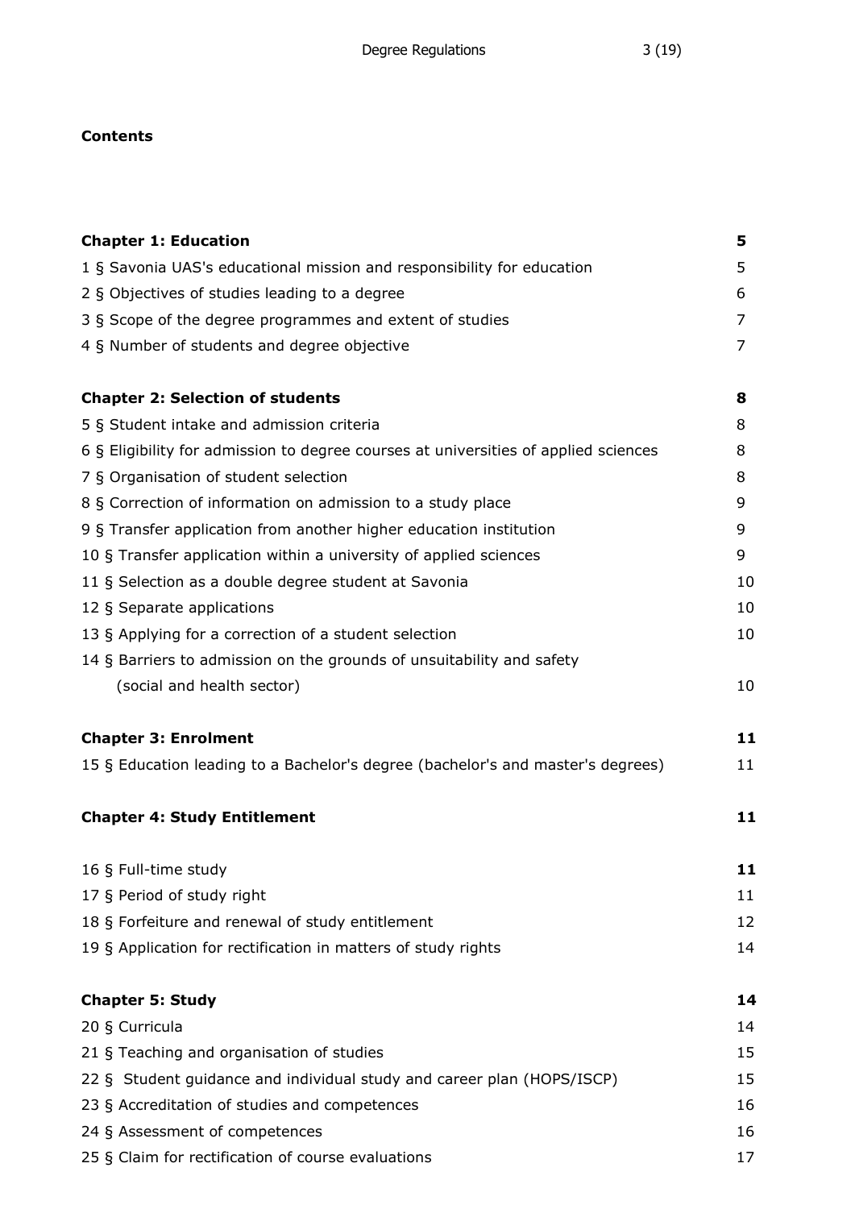**Contents**

| | |
|---|---|
| **Chapter 1: Education** | **5** |
| 1 § Savonia UAS's educational mission and responsibility for education | 5 |
| 2 § Objectives of studies leading to a degree | 6 |
| 3 § Scope of the degree programmes and extent of studies | 7 |
| 4 § Number of students and degree objective | 7 |
| **Chapter 2: Selection of students** | **8** |
| 5 § Student intake and admission criteria | 8 |
| 6 § Eligibility for admission to degree courses at universities of applied sciences | 8 |
| 7 § Organisation of student selection | 8 |
| 8 § Correction of information on admission to a study place | 9 |
| 9 § Transfer application from another higher education institution | 9 |
| 10 § Transfer application within a university of applied sciences | 9 |
| 11 § Selection as a double degree student at Savonia | 10 |
| 12 § Separate applications | 10 |
| 13 § Applying for a correction of a student selection | 10 |
| 14 § Barriers to admission on the grounds of unsuitability and safety (social and health sector) | 10 |
| **Chapter 3: Enrolment** | **11** |
| 15 § Education leading to a Bachelor's degree (bachelor's and master's degrees) | 11 |
| **Chapter 4: Study Entitlement** | **11** |
| 16 § Full-time study | **11** |
| 17 § Period of study right | 11 |
| 18 § Forfeiture and renewal of study entitlement | 12 |
| 19 § Application for rectification in matters of study rights | 14 |
| **Chapter 5: Study** | **14** |
| 20 § Curricula | 14 |
| 21 § Teaching and organisation of studies | 15 |
| 22 § Student guidance and individual study and career plan (HOPS/ISCP) | 15 |
| 23 § Accreditation of studies and competences | 16 |
| 24 § Assessment of competences | 16 |
| 25 § Claim for rectification of course evaluations | 17 |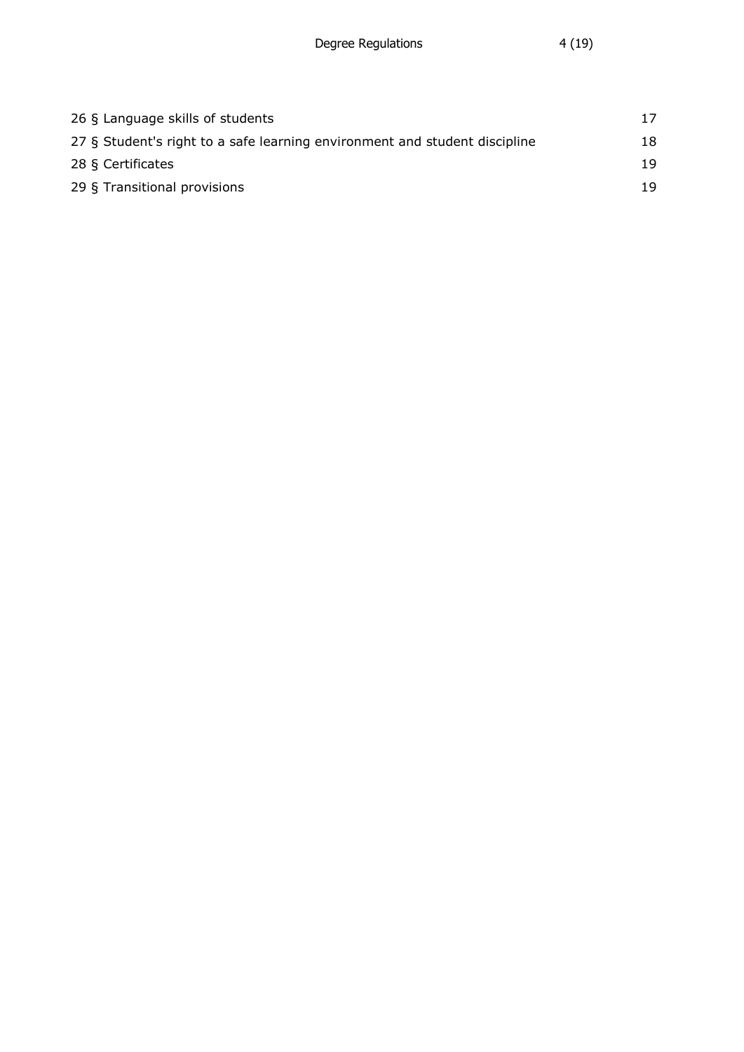26 § Language skills of students 17

27 § Student's right to a safe learning environment and student discipline 18

28 § Certificates 19

29 § Transitional provisions 19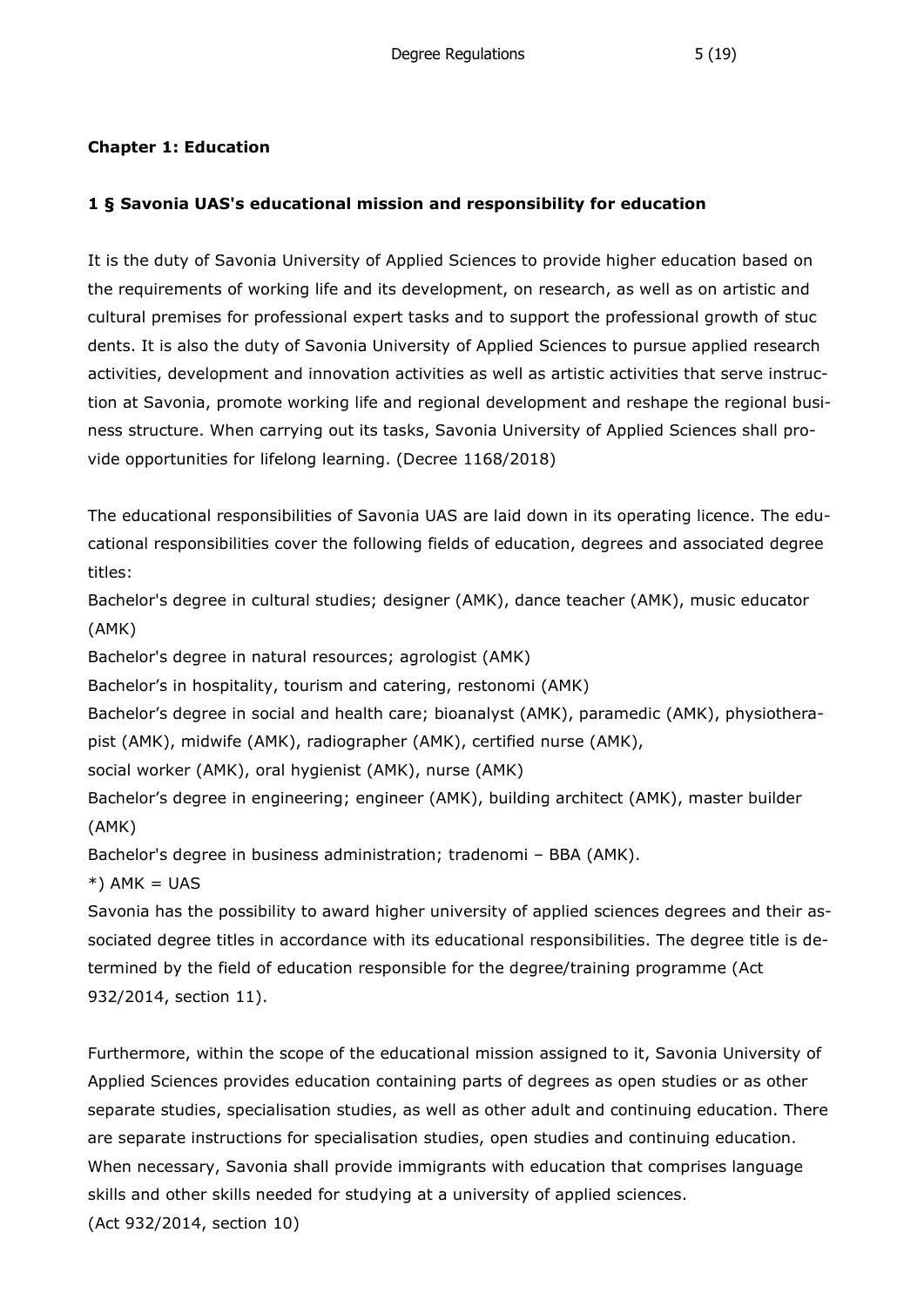**Chapter 1: Education**

**1 § Savonia UAS's educational mission and responsibility for education**

It is the duty of Savonia University of Applied Sciences to provide higher education based on the requirements of working life and its development, on research, as well as on artistic and cultural premises for professional expert tasks and to support the professional growth of stuc dents. It is also the duty of Savonia University of Applied Sciences to pursue applied research activities, development and innovation activities as well as artistic activities that serve instruction at Savonia, promote working life and regional development and reshape the regional business structure. When carrying out its tasks, Savonia University of Applied Sciences shall provide opportunities for lifelong learning. (Decree 1168/2018)

The educational responsibilities of Savonia UAS are laid down in its operating licence. The educational responsibilities cover the following fields of education, degrees and associated degree titles:

Bachelor's degree in cultural studies; designer (AMK), dance teacher (AMK), music educator (AMK)
Bachelor's degree in natural resources; agrologist (AMK)
Bachelor's in hospitality, tourism and catering, restonomi (AMK)
Bachelor's degree in social and health care; bioanalyst (AMK), paramedic (AMK), physiotherapist (AMK), midwife (AMK), radiographer (AMK), certified nurse (AMK),
social worker (AMK), oral hygienist (AMK), nurse (AMK)
Bachelor's degree in engineering; engineer (AMK), building architect (AMK), master builder (AMK)
Bachelor's degree in business administration; tradenomi – BBA (AMK).
*) AMK = UAS
Savonia has the possibility to award higher university of applied sciences degrees and their associated degree titles in accordance with its educational responsibilities. The degree title is determined by the field of education responsible for the degree/training programme (Act 932/2014, section 11).

Furthermore, within the scope of the educational mission assigned to it, Savonia University of Applied Sciences provides education containing parts of degrees as open studies or as other separate studies, specialisation studies, as well as other adult and continuing education. There are separate instructions for specialisation studies, open studies and continuing education. When necessary, Savonia shall provide immigrants with education that comprises language skills and other skills needed for studying at a university of applied sciences.
(Act 932/2014, section 10)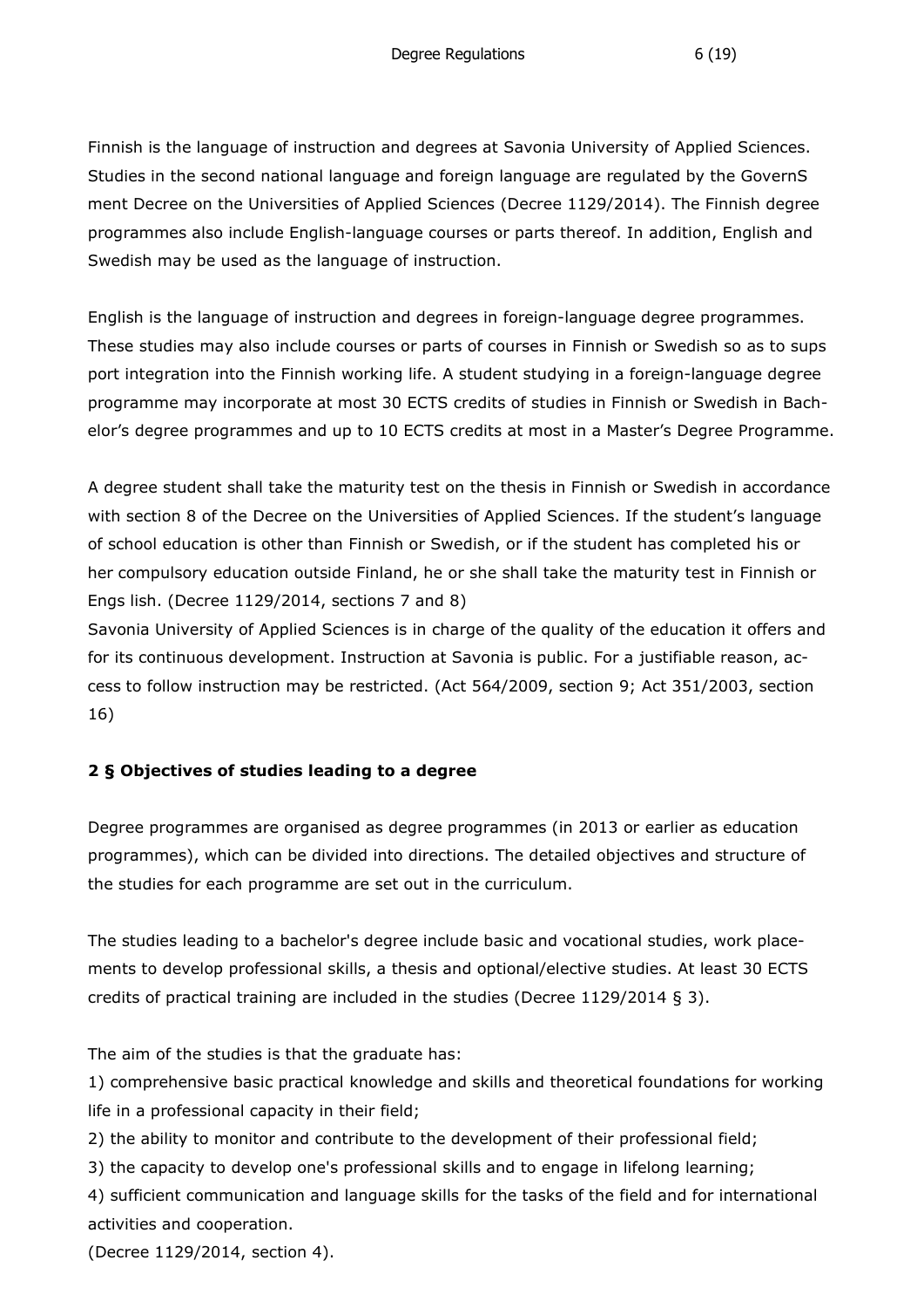Finnish is the language of instruction and degrees at Savonia University of Applied Sciences. Studies in the second national language and foreign language are regulated by the GovernS ment Decree on the Universities of Applied Sciences (Decree 1129/2014). The Finnish degree programmes also include English-language courses or parts thereof. In addition, English and Swedish may be used as the language of instruction.

English is the language of instruction and degrees in foreign-language degree programmes. These studies may also include courses or parts of courses in Finnish or Swedish so as to sups port integration into the Finnish working life. A student studying in a foreign-language degree programme may incorporate at most 30 ECTS credits of studies in Finnish or Swedish in Bachelor's degree programmes and up to 10 ECTS credits at most in a Master's Degree Programme.

A degree student shall take the maturity test on the thesis in Finnish or Swedish in accordance with section 8 of the Decree on the Universities of Applied Sciences. If the student's language of school education is other than Finnish or Swedish, or if the student has completed his or her compulsory education outside Finland, he or she shall take the maturity test in Finnish or Engs lish. (Decree 1129/2014, sections 7 and 8)
Savonia University of Applied Sciences is in charge of the quality of the education it offers and for its continuous development. Instruction at Savonia is public. For a justifiable reason, access to follow instruction may be restricted. (Act 564/2009, section 9; Act 351/2003, section 16)

## 2 § Objectives of studies leading to a degree

Degree programmes are organised as degree programmes (in 2013 or earlier as education programmes), which can be divided into directions. The detailed objectives and structure of the studies for each programme are set out in the curriculum.

The studies leading to a bachelor's degree include basic and vocational studies, work placements to develop professional skills, a thesis and optional/elective studies. At least 30 ECTS credits of practical training are included in the studies (Decree 1129/2014 § 3).

The aim of the studies is that the graduate has:
1) comprehensive basic practical knowledge and skills and theoretical foundations for working life in a professional capacity in their field;
2) the ability to monitor and contribute to the development of their professional field;
3) the capacity to develop one's professional skills and to engage in lifelong learning;
4) sufficient communication and language skills for the tasks of the field and for international activities and cooperation.
(Decree 1129/2014, section 4).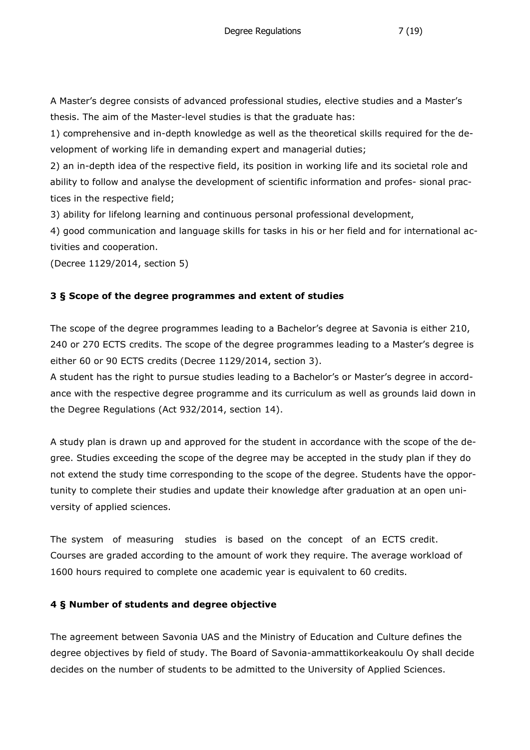A Master's degree consists of advanced professional studies, elective studies and a Master's thesis. The aim of the Master-level studies is that the graduate has:

1) comprehensive and in-depth knowledge as well as the theoretical skills required for the development of working life in demanding expert and managerial duties;

2) an in-depth idea of the respective field, its position in working life and its societal role and ability to follow and analyse the development of scientific information and profes- sional practices in the respective field;

3) ability for lifelong learning and continuous personal professional development,

4) good communication and language skills for tasks in his or her field and for international activities and cooperation.

(Decree 1129/2014, section 5)

### 3 § Scope of the degree programmes and extent of studies

The scope of the degree programmes leading to a Bachelor's degree at Savonia is either 210, 240 or 270 ECTS credits. The scope of the degree programmes leading to a Master's degree is either 60 or 90 ECTS credits (Decree 1129/2014, section 3).

A student has the right to pursue studies leading to a Bachelor's or Master's degree in accordance with the respective degree programme and its curriculum as well as grounds laid down in the Degree Regulations (Act 932/2014, section 14).

A study plan is drawn up and approved for the student in accordance with the scope of the degree. Studies exceeding the scope of the degree may be accepted in the study plan if they do not extend the study time corresponding to the scope of the degree. Students have the opportunity to complete their studies and update their knowledge after graduation at an open university of applied sciences.

The system of measuring studies is based on the concept of an ECTS credit. Courses are graded according to the amount of work they require. The average workload of 1600 hours required to complete one academic year is equivalent to 60 credits.

### 4 § Number of students and degree objective

The agreement between Savonia UAS and the Ministry of Education and Culture defines the degree objectives by field of study. The Board of Savonia-ammattikorkeakoulu Oy shall decide decides on the number of students to be admitted to the University of Applied Sciences.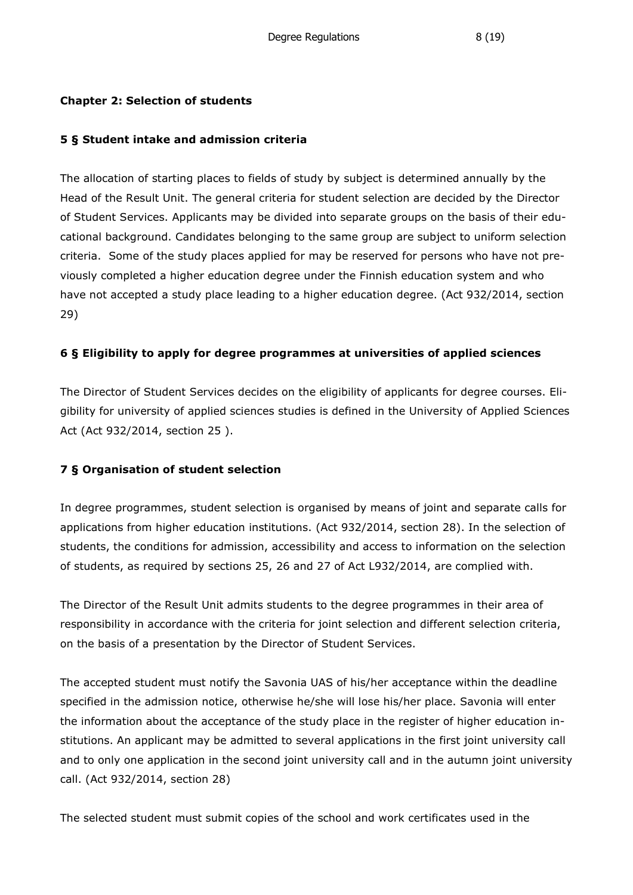## Chapter 2: Selection of students

### 5 § Student intake and admission criteria

The allocation of starting places to fields of study by subject is determined annually by the Head of the Result Unit. The general criteria for student selection are decided by the Director of Student Services. Applicants may be divided into separate groups on the basis of their educational background. Candidates belonging to the same group are subject to uniform selection criteria. Some of the study places applied for may be reserved for persons who have not previously completed a higher education degree under the Finnish education system and who have not accepted a study place leading to a higher education degree. (Act 932/2014, section 29)

### 6 § Eligibility to apply for degree programmes at universities of applied sciences

The Director of Student Services decides on the eligibility of applicants for degree courses. Eligibility for university of applied sciences studies is defined in the University of Applied Sciences Act (Act 932/2014, section 25 ).

### 7 § Organisation of student selection

In degree programmes, student selection is organised by means of joint and separate calls for applications from higher education institutions. (Act 932/2014, section 28). In the selection of students, the conditions for admission, accessibility and access to information on the selection of students, as required by sections 25, 26 and 27 of Act L932/2014, are complied with.

The Director of the Result Unit admits students to the degree programmes in their area of responsibility in accordance with the criteria for joint selection and different selection criteria, on the basis of a presentation by the Director of Student Services.

The accepted student must notify the Savonia UAS of his/her acceptance within the deadline specified in the admission notice, otherwise he/she will lose his/her place. Savonia will enter the information about the acceptance of the study place in the register of higher education institutions. An applicant may be admitted to several applications in the first joint university call and to only one application in the second joint university call and in the autumn joint university call. (Act 932/2014, section 28)

The selected student must submit copies of the school and work certificates used in the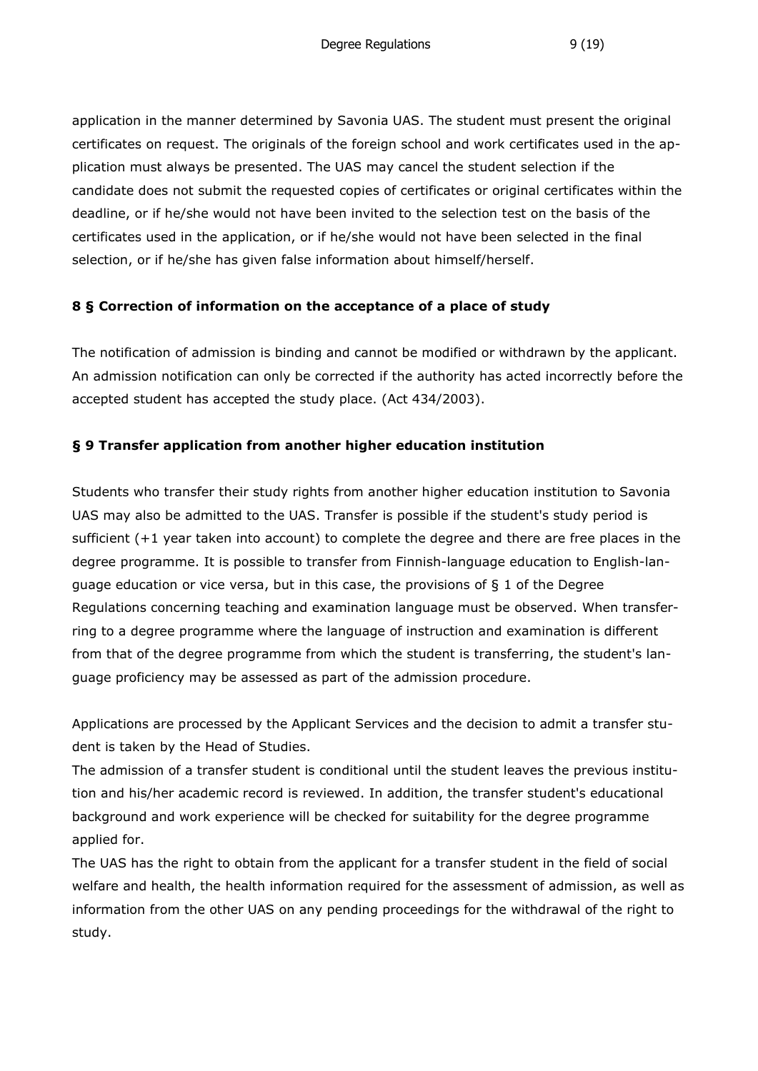application in the manner determined by Savonia UAS. The student must present the original certificates on request. The originals of the foreign school and work certificates used in the application must always be presented. The UAS may cancel the student selection if the candidate does not submit the requested copies of certificates or original certificates within the deadline, or if he/she would not have been invited to the selection test on the basis of the certificates used in the application, or if he/she would not have been selected in the final selection, or if he/she has given false information about himself/herself.

### 8 § Correction of information on the acceptance of a place of study

The notification of admission is binding and cannot be modified or withdrawn by the applicant. An admission notification can only be corrected if the authority has acted incorrectly before the accepted student has accepted the study place. (Act 434/2003).

### § 9 Transfer application from another higher education institution

Students who transfer their study rights from another higher education institution to Savonia UAS may also be admitted to the UAS. Transfer is possible if the student's study period is sufficient (+1 year taken into account) to complete the degree and there are free places in the degree programme. It is possible to transfer from Finnish-language education to English-language education or vice versa, but in this case, the provisions of § 1 of the Degree Regulations concerning teaching and examination language must be observed. When transferring to a degree programme where the language of instruction and examination is different from that of the degree programme from which the student is transferring, the student's language proficiency may be assessed as part of the admission procedure.

Applications are processed by the Applicant Services and the decision to admit a transfer student is taken by the Head of Studies.

The admission of a transfer student is conditional until the student leaves the previous institution and his/her academic record is reviewed. In addition, the transfer student's educational background and work experience will be checked for suitability for the degree programme applied for.

The UAS has the right to obtain from the applicant for a transfer student in the field of social welfare and health, the health information required for the assessment of admission, as well as information from the other UAS on any pending proceedings for the withdrawal of the right to study.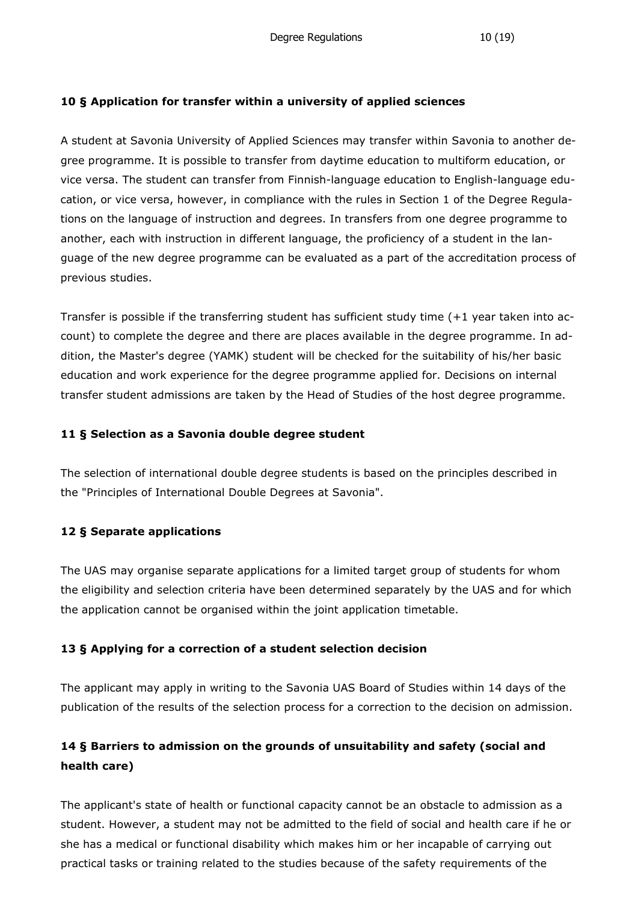**10 § Application for transfer within a university of applied sciences**

A student at Savonia University of Applied Sciences may transfer within Savonia to another degree programme. It is possible to transfer from daytime education to multiform education, or vice versa. The student can transfer from Finnish-language education to English-language education, or vice versa, however, in compliance with the rules in Section 1 of the Degree Regulations on the language of instruction and degrees. In transfers from one degree programme to another, each with instruction in different language, the proficiency of a student in the language of the new degree programme can be evaluated as a part of the accreditation process of previous studies.

Transfer is possible if the transferring student has sufficient study time (+1 year taken into account) to complete the degree and there are places available in the degree programme. In addition, the Master's degree (YAMK) student will be checked for the suitability of his/her basic education and work experience for the degree programme applied for. Decisions on internal transfer student admissions are taken by the Head of Studies of the host degree programme.

**11 § Selection as a Savonia double degree student**

The selection of international double degree students is based on the principles described in the "Principles of International Double Degrees at Savonia".

**12 § Separate applications**

The UAS may organise separate applications for a limited target group of students for whom the eligibility and selection criteria have been determined separately by the UAS and for which the application cannot be organised within the joint application timetable.

**13 § Applying for a correction of a student selection decision**

The applicant may apply in writing to the Savonia UAS Board of Studies within 14 days of the publication of the results of the selection process for a correction to the decision on admission.

**14 § Barriers to admission on the grounds of unsuitability and safety (social and health care)**

The applicant's state of health or functional capacity cannot be an obstacle to admission as a student. However, a student may not be admitted to the field of social and health care if he or she has a medical or functional disability which makes him or her incapable of carrying out practical tasks or training related to the studies because of the safety requirements of the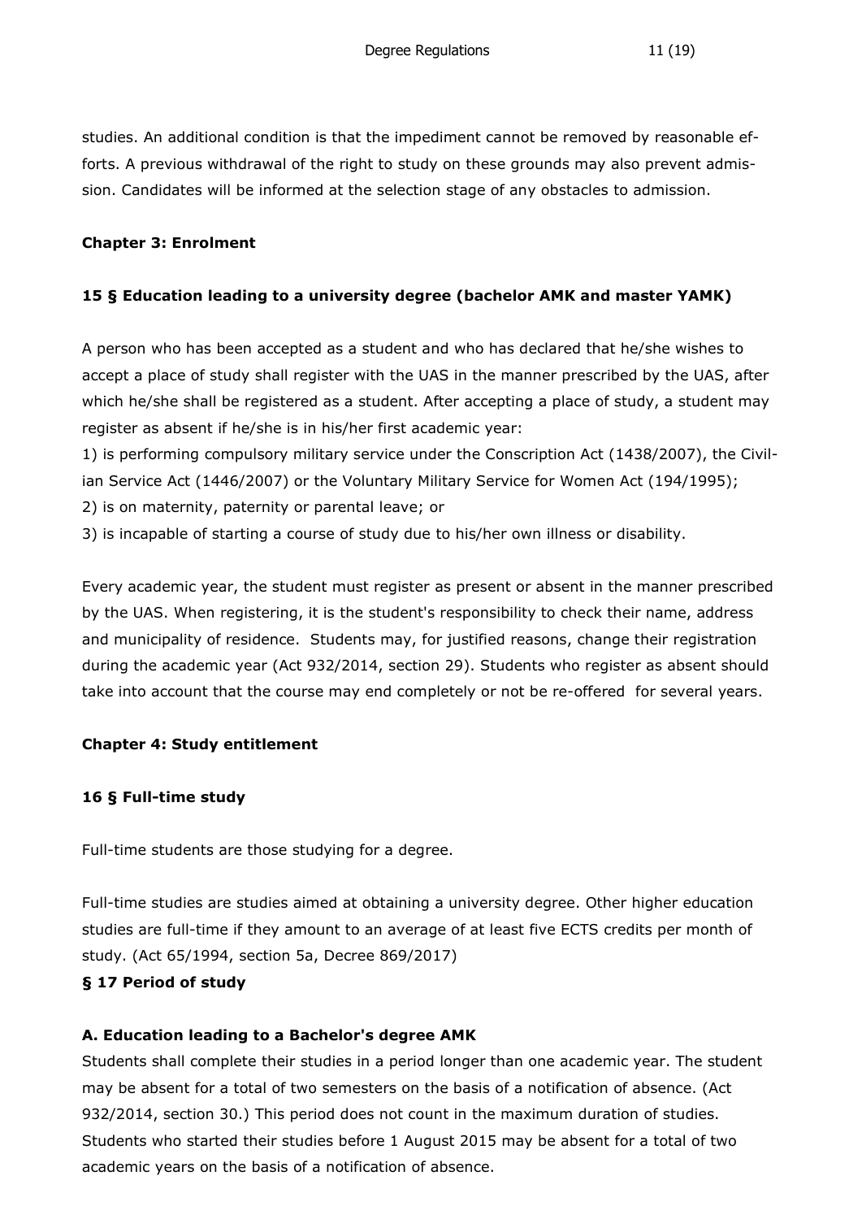studies. An additional condition is that the impediment cannot be removed by reasonable efforts. A previous withdrawal of the right to study on these grounds may also prevent admission. Candidates will be informed at the selection stage of any obstacles to admission.

## Chapter 3: Enrolment

### 15 § Education leading to a university degree (bachelor AMK and master YAMK)

A person who has been accepted as a student and who has declared that he/she wishes to accept a place of study shall register with the UAS in the manner prescribed by the UAS, after which he/she shall be registered as a student. After accepting a place of study, a student may register as absent if he/she is in his/her first academic year:

1) is performing compulsory military service under the Conscription Act (1438/2007), the Civilian Service Act (1446/2007) or the Voluntary Military Service for Women Act (194/1995);
2) is on maternity, paternity or parental leave; or
3) is incapable of starting a course of study due to his/her own illness or disability.

Every academic year, the student must register as present or absent in the manner prescribed by the UAS. When registering, it is the student's responsibility to check their name, address and municipality of residence. Students may, for justified reasons, change their registration during the academic year (Act 932/2014, section 29). Students who register as absent should take into account that the course may end completely or not be re-offered for several years.

## Chapter 4: Study entitlement

### 16 § Full-time study

Full-time students are those studying for a degree.

Full-time studies are studies aimed at obtaining a university degree. Other higher education studies are full-time if they amount to an average of at least five ECTS credits per month of study. (Act 65/1994, section 5a, Decree 869/2017)

### § 17 Period of study

**A. Education leading to a Bachelor's degree AMK**

Students shall complete their studies in a period longer than one academic year. The student may be absent for a total of two semesters on the basis of a notification of absence. (Act 932/2014, section 30.) This period does not count in the maximum duration of studies. Students who started their studies before 1 August 2015 may be absent for a total of two academic years on the basis of a notification of absence.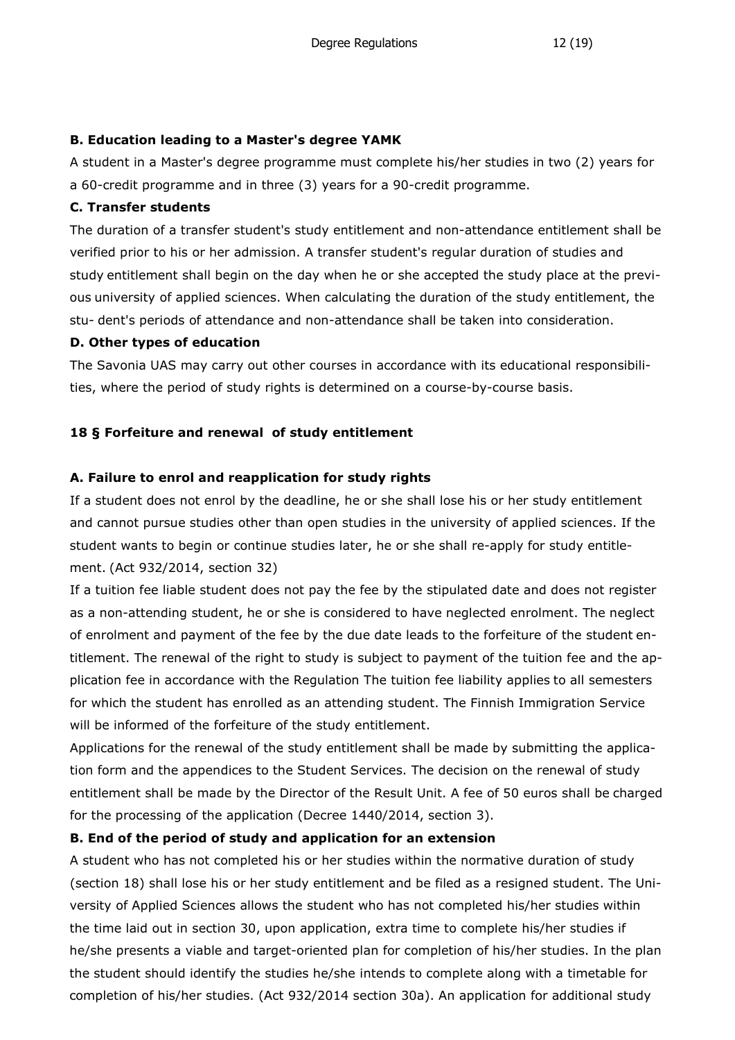**B. Education leading to a Master's degree YAMK**

A student in a Master's degree programme must complete his/her studies in two (2) years for a 60-credit programme and in three (3) years for a 90-credit programme.

**C. Transfer students**

The duration of a transfer student's study entitlement and non-attendance entitlement shall be verified prior to his or her admission. A transfer student's regular duration of studies and study entitlement shall begin on the day when he or she accepted the study place at the previous university of applied sciences. When calculating the duration of the study entitlement, the student's periods of attendance and non-attendance shall be taken into consideration.

**D. Other types of education**

The Savonia UAS may carry out other courses in accordance with its educational responsibilities, where the period of study rights is determined on a course-by-course basis.

## 18 § Forfeiture and renewal of study entitlement

**A. Failure to enrol and reapplication for study rights**

If a student does not enrol by the deadline, he or she shall lose his or her study entitlement and cannot pursue studies other than open studies in the university of applied sciences. If the student wants to begin or continue studies later, he or she shall re-apply for study entitlement. (Act 932/2014, section 32)

If a tuition fee liable student does not pay the fee by the stipulated date and does not register as a non-attending student, he or she is considered to have neglected enrolment. The neglect of enrolment and payment of the fee by the due date leads to the forfeiture of the student entitlement. The renewal of the right to study is subject to payment of the tuition fee and the application fee in accordance with the Regulation The tuition fee liability applies to all semesters for which the student has enrolled as an attending student. The Finnish Immigration Service will be informed of the forfeiture of the study entitlement.

Applications for the renewal of the study entitlement shall be made by submitting the application form and the appendices to the Student Services. The decision on the renewal of study entitlement shall be made by the Director of the Result Unit. A fee of 50 euros shall be charged for the processing of the application (Decree 1440/2014, section 3).

**B. End of the period of study and application for an extension**

A student who has not completed his or her studies within the normative duration of study (section 18) shall lose his or her study entitlement and be filed as a resigned student. The University of Applied Sciences allows the student who has not completed his/her studies within the time laid out in section 30, upon application, extra time to complete his/her studies if he/she presents a viable and target-oriented plan for completion of his/her studies. In the plan the student should identify the studies he/she intends to complete along with a timetable for completion of his/her studies. (Act 932/2014 section 30a). An application for additional study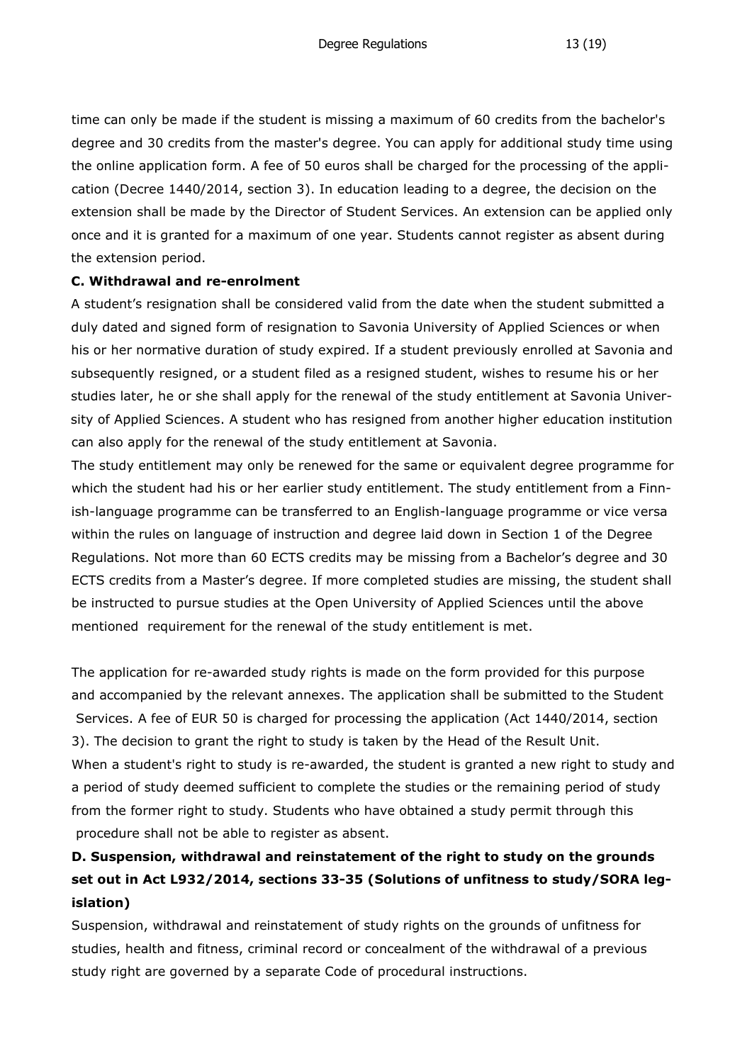time can only be made if the student is missing a maximum of 60 credits from the bachelor's degree and 30 credits from the master's degree. You can apply for additional study time using the online application form. A fee of 50 euros shall be charged for the processing of the application (Decree 1440/2014, section 3). In education leading to a degree, the decision on the extension shall be made by the Director of Student Services. An extension can be applied only once and it is granted for a maximum of one year. Students cannot register as absent during the extension period.

**C. Withdrawal and re-enrolment**

A student's resignation shall be considered valid from the date when the student submitted a duly dated and signed form of resignation to Savonia University of Applied Sciences or when his or her normative duration of study expired. If a student previously enrolled at Savonia and subsequently resigned, or a student filed as a resigned student, wishes to resume his or her studies later, he or she shall apply for the renewal of the study entitlement at Savonia University of Applied Sciences. A student who has resigned from another higher education institution can also apply for the renewal of the study entitlement at Savonia.

The study entitlement may only be renewed for the same or equivalent degree programme for which the student had his or her earlier study entitlement. The study entitlement from a Finnish-language programme can be transferred to an English-language programme or vice versa within the rules on language of instruction and degree laid down in Section 1 of the Degree Regulations. Not more than 60 ECTS credits may be missing from a Bachelor's degree and 30 ECTS credits from a Master's degree. If more completed studies are missing, the student shall be instructed to pursue studies at the Open University of Applied Sciences until the above mentioned requirement for the renewal of the study entitlement is met.

The application for re-awarded study rights is made on the form provided for this purpose and accompanied by the relevant annexes. The application shall be submitted to the Student Services. A fee of EUR 50 is charged for processing the application (Act 1440/2014, section 3). The decision to grant the right to study is taken by the Head of the Result Unit.

When a student's right to study is re-awarded, the student is granted a new right to study and a period of study deemed sufficient to complete the studies or the remaining period of study from the former right to study. Students who have obtained a study permit through this procedure shall not be able to register as absent.

**D. Suspension, withdrawal and reinstatement of the right to study on the grounds set out in Act L932/2014, sections 33-35 (Solutions of unfitness to study/SORA legislation)**

Suspension, withdrawal and reinstatement of study rights on the grounds of unfitness for studies, health and fitness, criminal record or concealment of the withdrawal of a previous study right are governed by a separate Code of procedural instructions.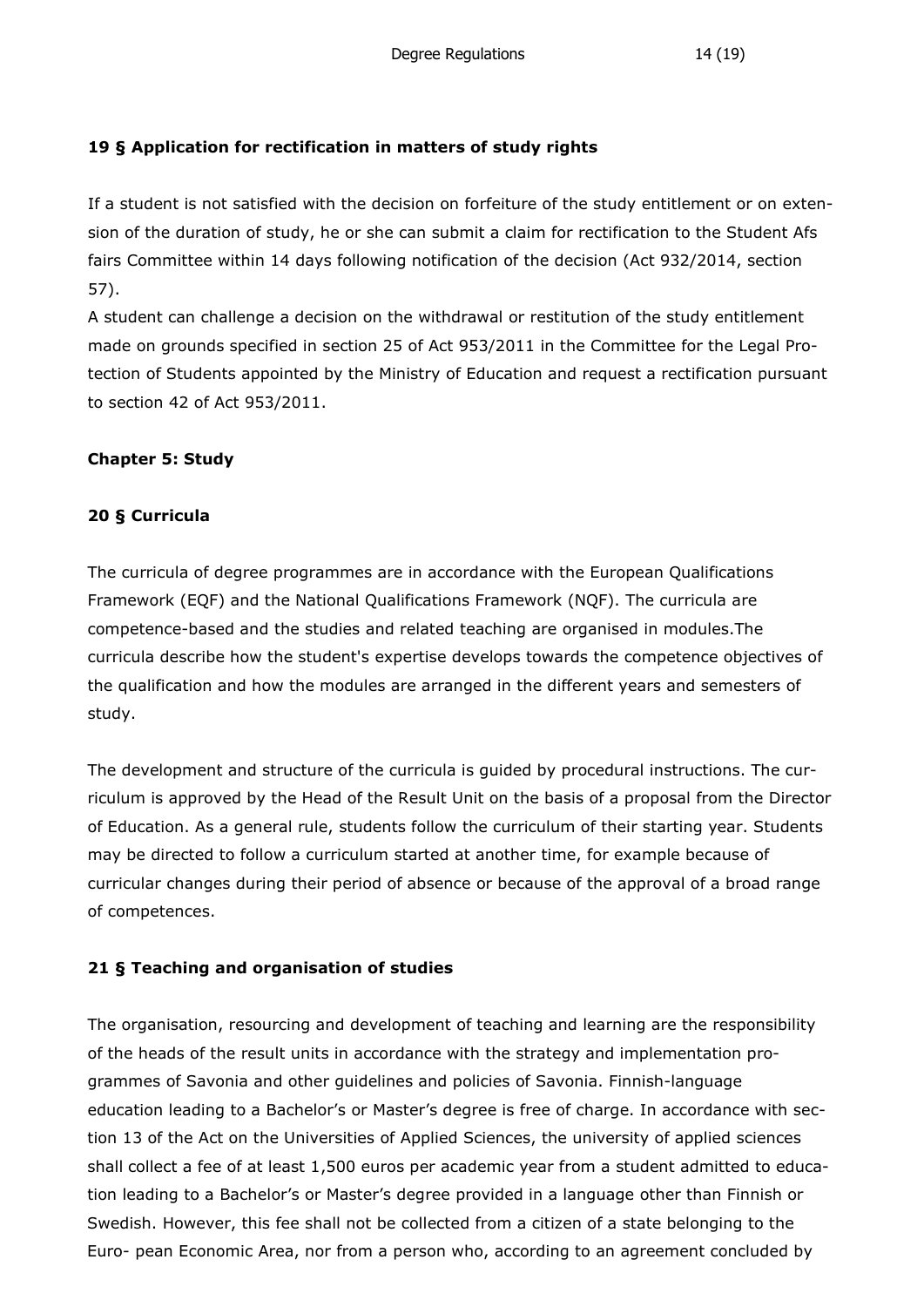**19 § Application for rectification in matters of study rights**

If a student is not satisfied with the decision on forfeiture of the study entitlement or on extension of the duration of study, he or she can submit a claim for rectification to the Student Afs fairs Committee within 14 days following notification of the decision (Act 932/2014, section 57).
A student can challenge a decision on the withdrawal or restitution of the study entitlement made on grounds specified in section 25 of Act 953/2011 in the Committee for the Legal Protection of Students appointed by the Ministry of Education and request a rectification pursuant to section 42 of Act 953/2011.

**Chapter 5: Study**

**20 § Curricula**

The curricula of degree programmes are in accordance with the European Qualifications Framework (EQF) and the National Qualifications Framework (NQF). The curricula are competence-based and the studies and related teaching are organised in modules.The curricula describe how the student's expertise develops towards the competence objectives of the qualification and how the modules are arranged in the different years and semesters of study.

The development and structure of the curricula is guided by procedural instructions. The curriculum is approved by the Head of the Result Unit on the basis of a proposal from the Director of Education. As a general rule, students follow the curriculum of their starting year. Students may be directed to follow a curriculum started at another time, for example because of curricular changes during their period of absence or because of the approval of a broad range of competences.

**21 § Teaching and organisation of studies**

The organisation, resourcing and development of teaching and learning are the responsibility of the heads of the result units in accordance with the strategy and implementation programmes of Savonia and other guidelines and policies of Savonia. Finnish-language education leading to a Bachelor's or Master's degree is free of charge. In accordance with section 13 of the Act on the Universities of Applied Sciences, the university of applied sciences shall collect a fee of at least 1,500 euros per academic year from a student admitted to education leading to a Bachelor's or Master's degree provided in a language other than Finnish or Swedish. However, this fee shall not be collected from a citizen of a state belonging to the Euro- pean Economic Area, nor from a person who, according to an agreement concluded by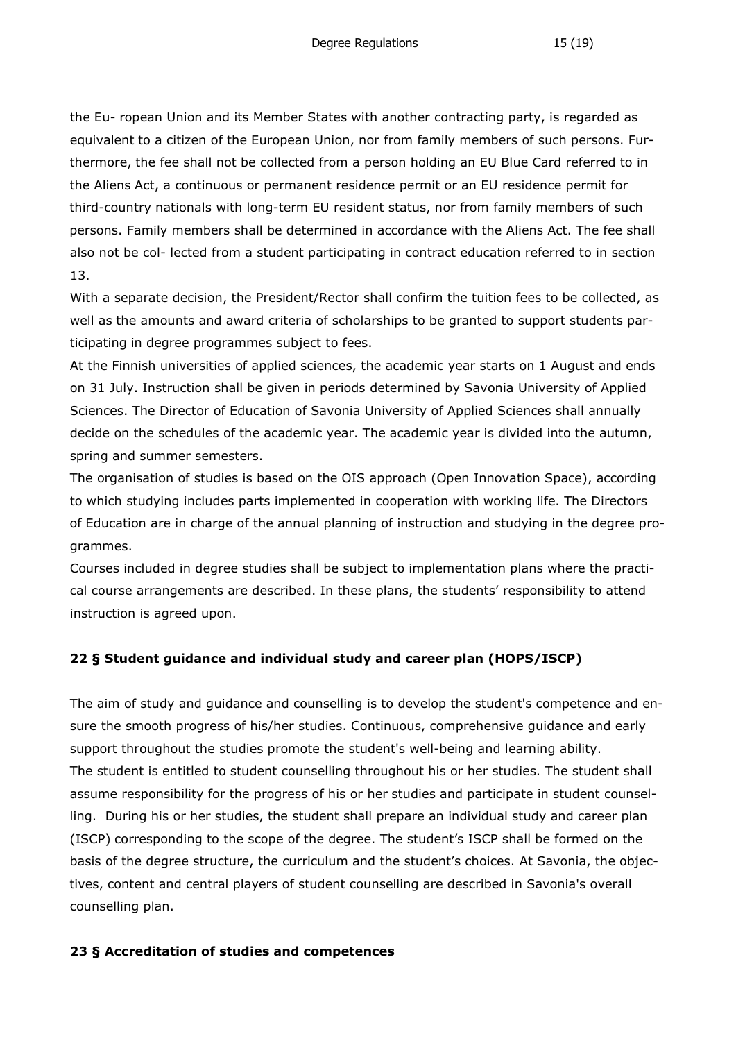the Eu- ropean Union and its Member States with another contracting party, is regarded as equivalent to a citizen of the European Union, nor from family members of such persons. Furthermore, the fee shall not be collected from a person holding an EU Blue Card referred to in the Aliens Act, a continuous or permanent residence permit or an EU residence permit for third-country nationals with long-term EU resident status, nor from family members of such persons. Family members shall be determined in accordance with the Aliens Act. The fee shall also not be col- lected from a student participating in contract education referred to in section 13.

With a separate decision, the President/Rector shall confirm the tuition fees to be collected, as well as the amounts and award criteria of scholarships to be granted to support students participating in degree programmes subject to fees.

At the Finnish universities of applied sciences, the academic year starts on 1 August and ends on 31 July. Instruction shall be given in periods determined by Savonia University of Applied Sciences. The Director of Education of Savonia University of Applied Sciences shall annually decide on the schedules of the academic year. The academic year is divided into the autumn, spring and summer semesters.

The organisation of studies is based on the OIS approach (Open Innovation Space), according to which studying includes parts implemented in cooperation with working life. The Directors of Education are in charge of the annual planning of instruction and studying in the degree programmes.

Courses included in degree studies shall be subject to implementation plans where the practical course arrangements are described. In these plans, the students' responsibility to attend instruction is agreed upon.

## 22 § Student guidance and individual study and career plan (HOPS/ISCP)

The aim of study and guidance and counselling is to develop the student's competence and ensure the smooth progress of his/her studies. Continuous, comprehensive guidance and early support throughout the studies promote the student's well-being and learning ability.

The student is entitled to student counselling throughout his or her studies. The student shall assume responsibility for the progress of his or her studies and participate in student counselling. During his or her studies, the student shall prepare an individual study and career plan (ISCP) corresponding to the scope of the degree. The student's ISCP shall be formed on the basis of the degree structure, the curriculum and the student's choices. At Savonia, the objectives, content and central players of student counselling are described in Savonia's overall counselling plan.

## 23 § Accreditation of studies and competences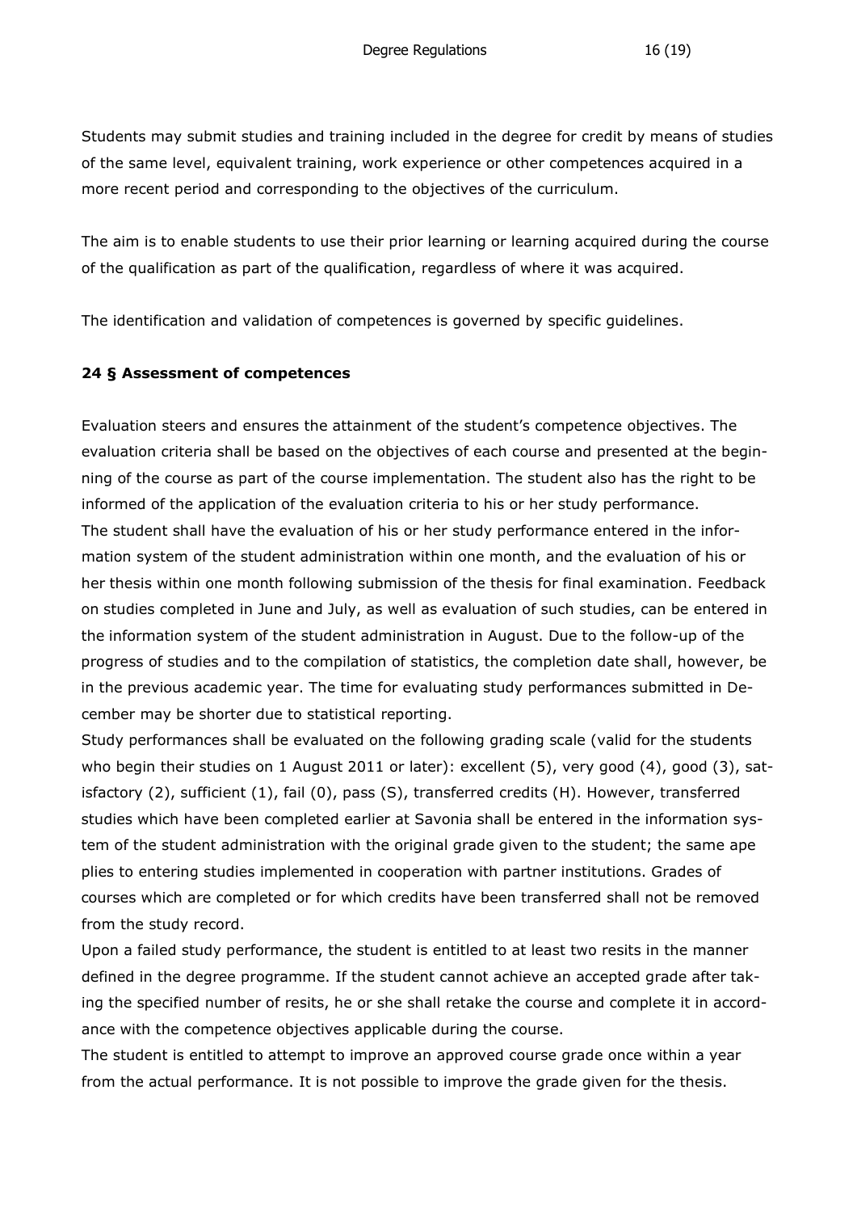Students may submit studies and training included in the degree for credit by means of studies of the same level, equivalent training, work experience or other competences acquired in a more recent period and corresponding to the objectives of the curriculum.

The aim is to enable students to use their prior learning or learning acquired during the course of the qualification as part of the qualification, regardless of where it was acquired.

The identification and validation of competences is governed by specific guidelines.

**24 § Assessment of competences**

Evaluation steers and ensures the attainment of the student's competence objectives. The evaluation criteria shall be based on the objectives of each course and presented at the beginning of the course as part of the course implementation. The student also has the right to be informed of the application of the evaluation criteria to his or her study performance.
The student shall have the evaluation of his or her study performance entered in the information system of the student administration within one month, and the evaluation of his or her thesis within one month following submission of the thesis for final examination. Feedback on studies completed in June and July, as well as evaluation of such studies, can be entered in the information system of the student administration in August. Due to the follow-up of the progress of studies and to the compilation of statistics, the completion date shall, however, be in the previous academic year. The time for evaluating study performances submitted in December may be shorter due to statistical reporting.
Study performances shall be evaluated on the following grading scale (valid for the students who begin their studies on 1 August 2011 or later): excellent (5), very good (4), good (3), satisfactory (2), sufficient (1), fail (0), pass (S), transferred credits (H). However, transferred studies which have been completed earlier at Savonia shall be entered in the information system of the student administration with the original grade given to the student; the same ape plies to entering studies implemented in cooperation with partner institutions. Grades of courses which are completed or for which credits have been transferred shall not be removed from the study record.
Upon a failed study performance, the student is entitled to at least two resits in the manner defined in the degree programme. If the student cannot achieve an accepted grade after taking the specified number of resits, he or she shall retake the course and complete it in accordance with the competence objectives applicable during the course.
The student is entitled to attempt to improve an approved course grade once within a year from the actual performance. It is not possible to improve the grade given for the thesis.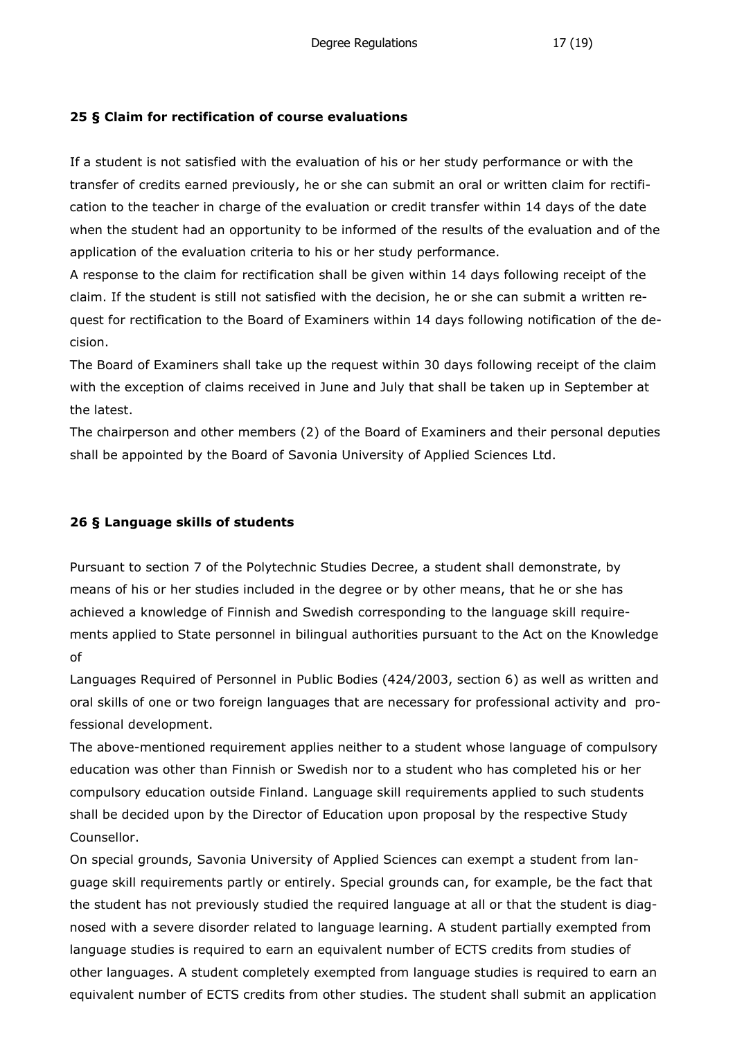### 25 § Claim for rectification of course evaluations

If a student is not satisfied with the evaluation of his or her study performance or with the transfer of credits earned previously, he or she can submit an oral or written claim for rectification to the teacher in charge of the evaluation or credit transfer within 14 days of the date when the student had an opportunity to be informed of the results of the evaluation and of the application of the evaluation criteria to his or her study performance.

A response to the claim for rectification shall be given within 14 days following receipt of the claim. If the student is still not satisfied with the decision, he or she can submit a written request for rectification to the Board of Examiners within 14 days following notification of the decision.

The Board of Examiners shall take up the request within 30 days following receipt of the claim with the exception of claims received in June and July that shall be taken up in September at the latest.

The chairperson and other members (2) of the Board of Examiners and their personal deputies shall be appointed by the Board of Savonia University of Applied Sciences Ltd.

### 26 § Language skills of students

Pursuant to section 7 of the Polytechnic Studies Decree, a student shall demonstrate, by means of his or her studies included in the degree or by other means, that he or she has achieved a knowledge of Finnish and Swedish corresponding to the language skill requirements applied to State personnel in bilingual authorities pursuant to the Act on the Knowledge of Languages Required of Personnel in Public Bodies (424/2003, section 6) as well as written and oral skills of one or two foreign languages that are necessary for professional activity and professional development.

The above-mentioned requirement applies neither to a student whose language of compulsory education was other than Finnish or Swedish nor to a student who has completed his or her compulsory education outside Finland. Language skill requirements applied to such students shall be decided upon by the Director of Education upon proposal by the respective Study Counsellor.

On special grounds, Savonia University of Applied Sciences can exempt a student from language skill requirements partly or entirely. Special grounds can, for example, be the fact that the student has not previously studied the required language at all or that the student is diagnosed with a severe disorder related to language learning. A student partially exempted from language studies is required to earn an equivalent number of ECTS credits from studies of other languages. A student completely exempted from language studies is required to earn an equivalent number of ECTS credits from other studies. The student shall submit an application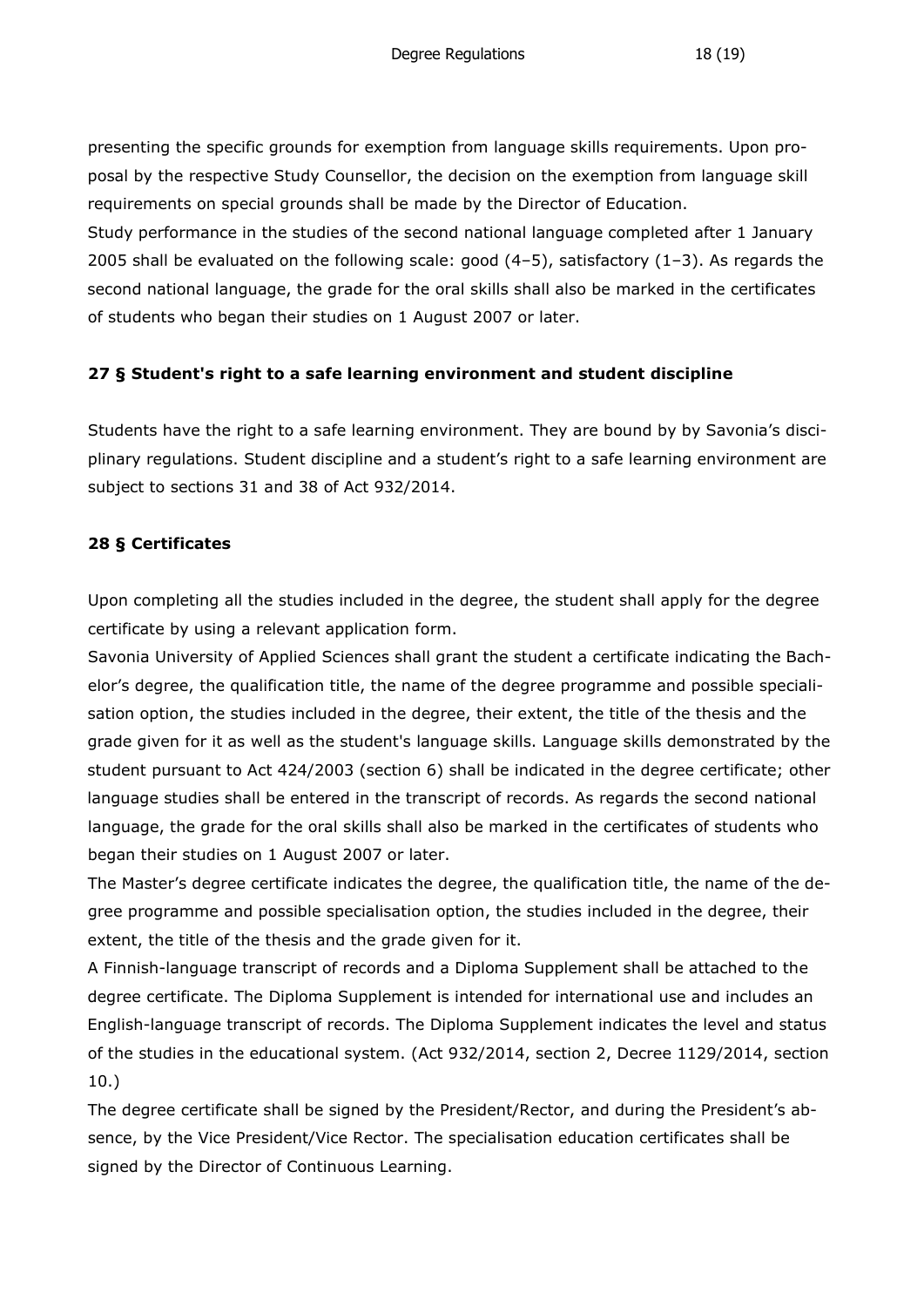presenting the specific grounds for exemption from language skills requirements. Upon proposal by the respective Study Counsellor, the decision on the exemption from language skill requirements on special grounds shall be made by the Director of Education.
Study performance in the studies of the second national language completed after 1 January 2005 shall be evaluated on the following scale: good (4–5), satisfactory (1–3). As regards the second national language, the grade for the oral skills shall also be marked in the certificates of students who began their studies on 1 August 2007 or later.

### 27 § Student's right to a safe learning environment and student discipline

Students have the right to a safe learning environment. They are bound by by Savonia's disciplinary regulations. Student discipline and a student's right to a safe learning environment are subject to sections 31 and 38 of Act 932/2014.

### 28 § Certificates

Upon completing all the studies included in the degree, the student shall apply for the degree certificate by using a relevant application form.
Savonia University of Applied Sciences shall grant the student a certificate indicating the Bachelor's degree, the qualification title, the name of the degree programme and possible specialisation option, the studies included in the degree, their extent, the title of the thesis and the grade given for it as well as the student's language skills. Language skills demonstrated by the student pursuant to Act 424/2003 (section 6) shall be indicated in the degree certificate; other language studies shall be entered in the transcript of records. As regards the second national language, the grade for the oral skills shall also be marked in the certificates of students who began their studies on 1 August 2007 or later.
The Master's degree certificate indicates the degree, the qualification title, the name of the degree programme and possible specialisation option, the studies included in the degree, their extent, the title of the thesis and the grade given for it.
A Finnish-language transcript of records and a Diploma Supplement shall be attached to the degree certificate. The Diploma Supplement is intended for international use and includes an English-language transcript of records. The Diploma Supplement indicates the level and status of the studies in the educational system. (Act 932/2014, section 2, Decree 1129/2014, section 10.)
The degree certificate shall be signed by the President/Rector, and during the President's absence, by the Vice President/Vice Rector. The specialisation education certificates shall be signed by the Director of Continuous Learning.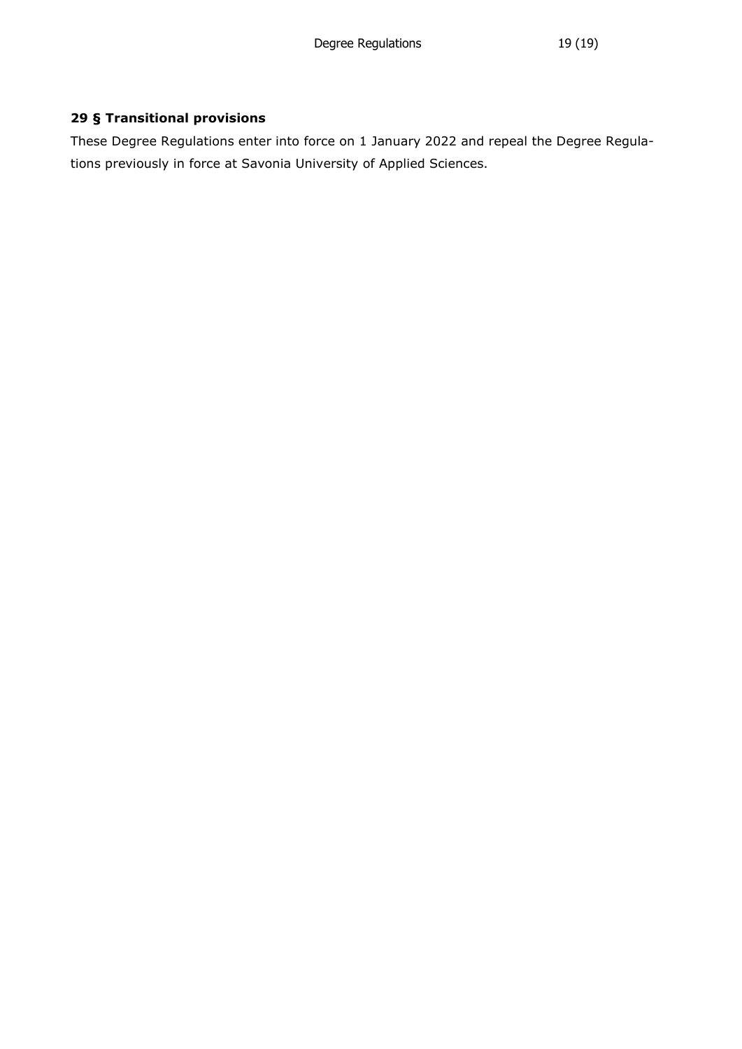## 29 § Transitional provisions

These Degree Regulations enter into force on 1 January 2022 and repeal the Degree Regulations previously in force at Savonia University of Applied Sciences.